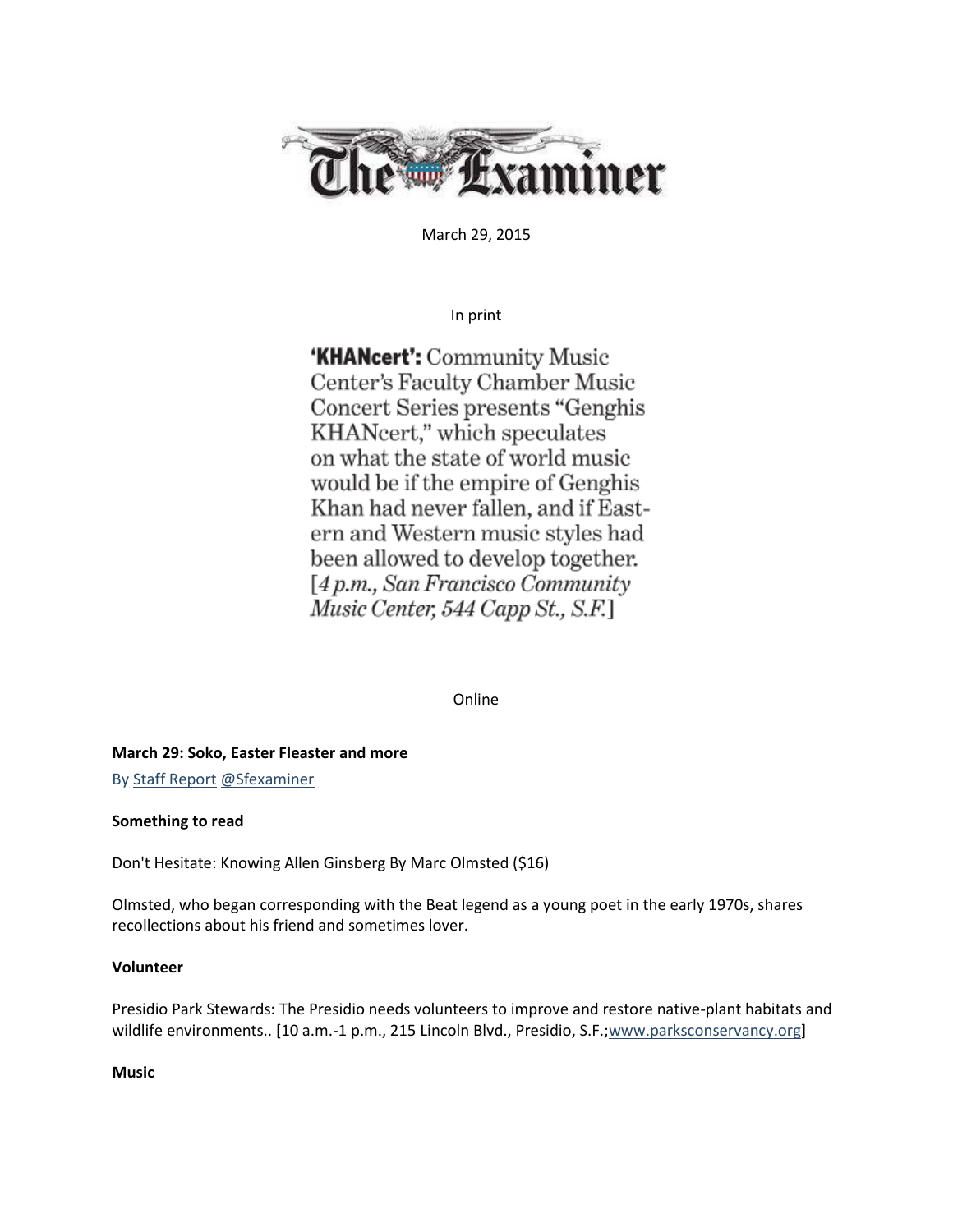# The Examiner

March 29, 2015

In print

**'KHANcert':** Community Music Center's Faculty Chamber Music Concert Series presents "Genghis KHANcert," which speculates on what the state of world music would be if the empire of Genghis Khan had never fallen, and if Eastern and Western music styles had been allowed to develop together. [*4 p.m., San Francisco Community Music Center, 544 Capp St., S.F.*]

Online

**March 29: Soko, Easter Fleaster and more**

By Staff Report @Sfexaminer

**Something to read**

Don't Hesitate: Knowing Allen Ginsberg By Marc Olmsted ($16)

Olmsted, who began corresponding with the Beat legend as a young poet in the early 1970s, shares recollections about his friend and sometimes lover.

**Volunteer**

Presidio Park Stewards: The Presidio needs volunteers to improve and restore native-plant habitats and wildlife environments.. [10 a.m.-1 p.m., 215 Lincoln Blvd., Presidio, S.F.;www.parksconservancy.org]

**Music**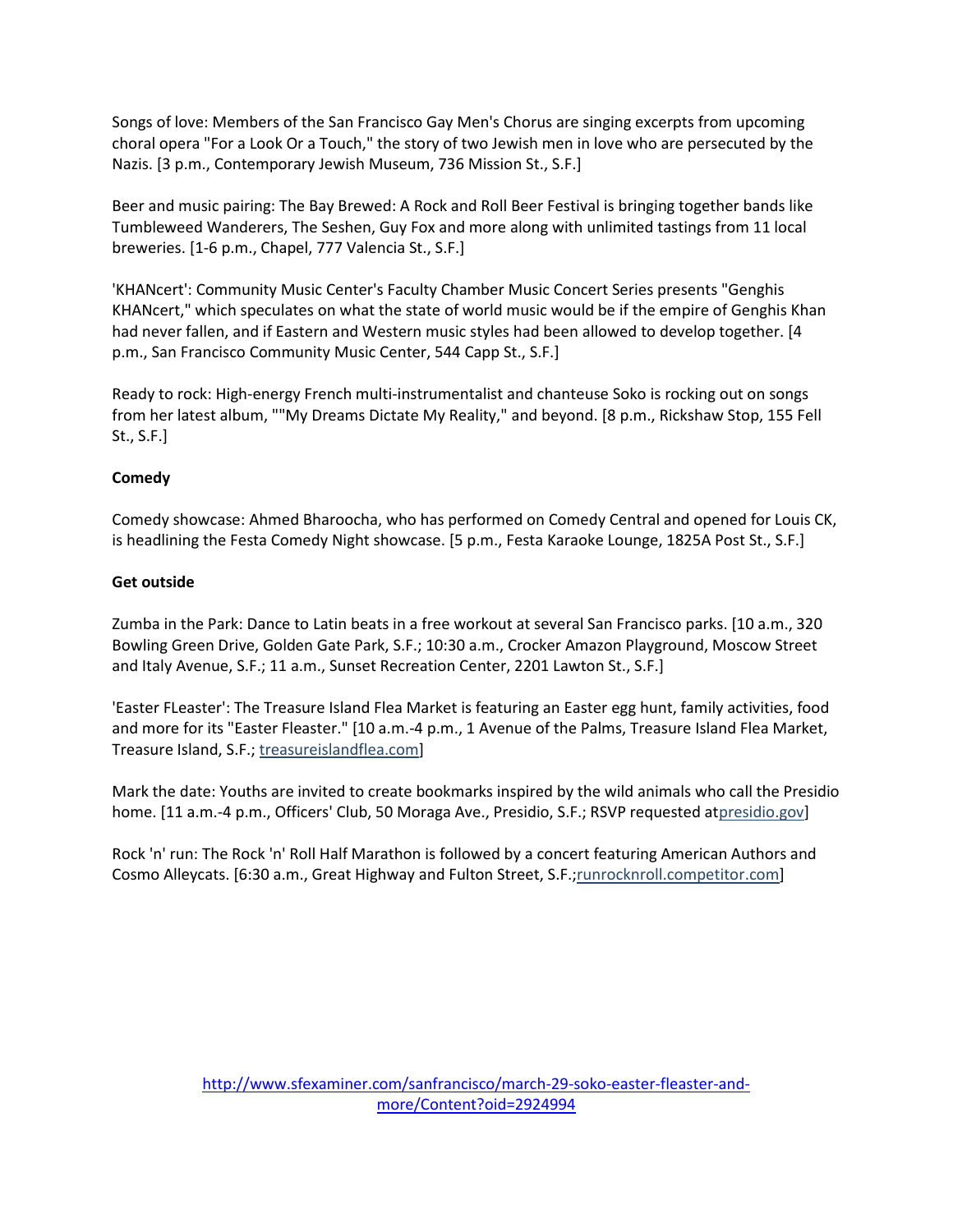Songs of love: Members of the San Francisco Gay Men's Chorus are singing excerpts from upcoming choral opera "For a Look Or a Touch," the story of two Jewish men in love who are persecuted by the Nazis. [3 p.m., Contemporary Jewish Museum, 736 Mission St., S.F.]

Beer and music pairing: The Bay Brewed: A Rock and Roll Beer Festival is bringing together bands like Tumbleweed Wanderers, The Seshen, Guy Fox and more along with unlimited tastings from 11 local breweries. [1-6 p.m., Chapel, 777 Valencia St., S.F.]

'KHANcert': Community Music Center's Faculty Chamber Music Concert Series presents "Genghis KHANcert," which speculates on what the state of world music would be if the empire of Genghis Khan had never fallen, and if Eastern and Western music styles had been allowed to develop together. [4 p.m., San Francisco Community Music Center, 544 Capp St., S.F.]

Ready to rock: High-energy French multi-instrumentalist and chanteuse Soko is rocking out on songs from her latest album, ""My Dreams Dictate My Reality," and beyond. [8 p.m., Rickshaw Stop, 155 Fell St., S.F.]

**Comedy**

Comedy showcase: Ahmed Bharoocha, who has performed on Comedy Central and opened for Louis CK, is headlining the Festa Comedy Night showcase. [5 p.m., Festa Karaoke Lounge, 1825A Post St., S.F.]

**Get outside**

Zumba in the Park: Dance to Latin beats in a free workout at several San Francisco parks. [10 a.m., 320 Bowling Green Drive, Golden Gate Park, S.F.; 10:30 a.m., Crocker Amazon Playground, Moscow Street and Italy Avenue, S.F.; 11 a.m., Sunset Recreation Center, 2201 Lawton St., S.F.]

'Easter FLeaster': The Treasure Island Flea Market is featuring an Easter egg hunt, family activities, food and more for its "Easter Fleaster." [10 a.m.-4 p.m., 1 Avenue of the Palms, Treasure Island Flea Market, Treasure Island, S.F.; treasureislandflea.com]

Mark the date: Youths are invited to create bookmarks inspired by the wild animals who call the Presidio home. [11 a.m.-4 p.m., Officers' Club, 50 Moraga Ave., Presidio, S.F.; RSVP requested atpresidio.gov]

Rock 'n' run: The Rock 'n' Roll Half Marathon is followed by a concert featuring American Authors and Cosmo Alleycats. [6:30 a.m., Great Highway and Fulton Street, S.F.;runrocknroll.competitor.com]

http://www.sfexaminer.com/sanfrancisco/march-29-soko-easter-fleaster-and-more/Content?oid=2924994